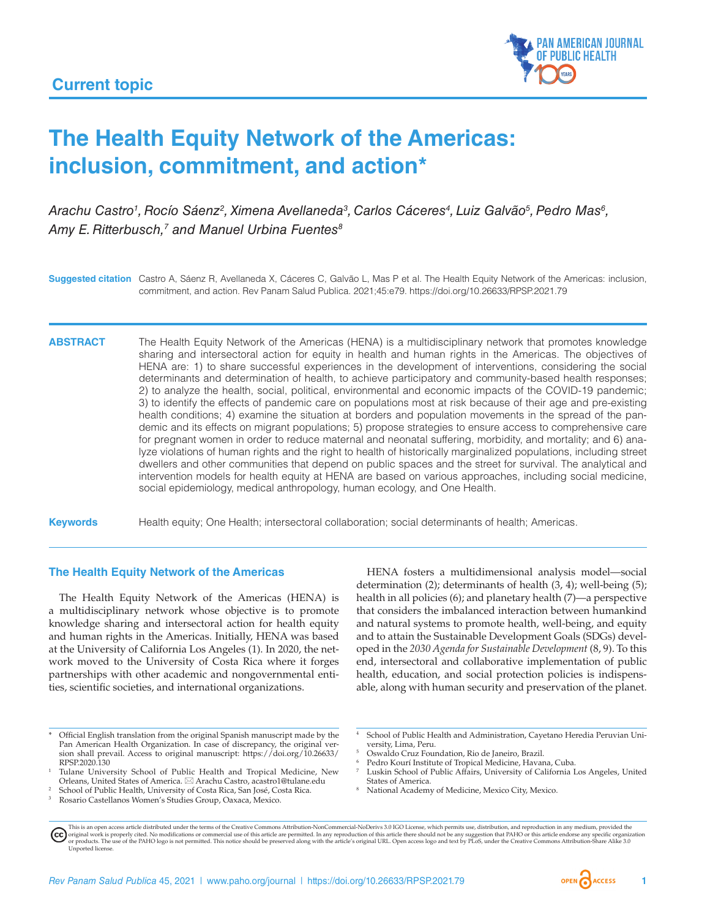Current topic

# The Health Equity Network of the Americas: inclusion, commitment, and action*

*Arachu Castro[1], Rocío Sáenz[2], Ximena Avellaneda[3], Carlos Cáceres[4], Luiz Galvão[5], Pedro Mas[6], Amy E. Ritterbusch,[7] and Manuel Urbina Fuentes[8]*

**Suggested citation** Castro A, Sáenz R, Avellaneda X, Cáceres C, Galvão L, Mas P et al. The Health Equity Network of the Americas: inclusion, commitment, and action. Rev Panam Salud Publica. 2021;45:e79. https://doi.org/10.26633/RPSP.2021.79

**ABSTRACT** The Health Equity Network of the Americas (HENA) is a multidisciplinary network that promotes knowledge sharing and intersectoral action for equity in health and human rights in the Americas. The objectives of HENA are: 1) to share successful experiences in the development of interventions, considering the social determinants and determination of health, to achieve participatory and community-based health responses; 2) to analyze the health, social, political, environmental and economic impacts of the COVID-19 pandemic; 3) to identify the effects of pandemic care on populations most at risk because of their age and pre-existing health conditions; 4) examine the situation at borders and population movements in the spread of the pandemic and its effects on migrant populations; 5) propose strategies to ensure access to comprehensive care for pregnant women in order to reduce maternal and neonatal suffering, morbidity, and mortality; and 6) analyze violations of human rights and the right to health of historically marginalized populations, including street dwellers and other communities that depend on public spaces and the street for survival. The analytical and intervention models for health equity at HENA are based on various approaches, including social medicine, social epidemiology, medical anthropology, human ecology, and One Health.

**Keywords** Health equity; One Health; intersectoral collaboration; social determinants of health; Americas.

## The Health Equity Network of the Americas

The Health Equity Network of the Americas (HENA) is a multidisciplinary network whose objective is to promote knowledge sharing and intersectoral action for health equity and human rights in the Americas. Initially, HENA was based at the University of California Los Angeles (1). In 2020, the network moved to the University of Costa Rica where it forges partnerships with other academic and nongovernmental entities, scientific societies, and international organizations.

HENA fosters a multidimensional analysis model—social determination (2); determinants of health (3, 4); well-being (5); health in all policies (6); and planetary health (7)—a perspective that considers the imbalanced interaction between humankind and natural systems to promote health, well-being, and equity and to attain the Sustainable Development Goals (SDGs) developed in the *2030 Agenda for Sustainable Development* (8, 9). To this end, intersectoral and collaborative implementation of public health, education, and social protection policies is indispensable, along with human security and preservation of the planet.

---

\* Official English translation from the original Spanish manuscript made by the Pan American Health Organization. In case of discrepancy, the original version shall prevail. Access to original manuscript: https://doi.org/10.26633/RPSP.2020.130

[1] Tulane University School of Public Health and Tropical Medicine, New Orleans, United States of America. ✉ Arachu Castro, acastro1@tulane.edu

[2] School of Public Health, University of Costa Rica, San José, Costa Rica.

[3] Rosario Castellanos Women's Studies Group, Oaxaca, Mexico.

[4] School of Public Health and Administration, Cayetano Heredia Peruvian University, Lima, Peru.

[5] Oswaldo Cruz Foundation, Rio de Janeiro, Brazil.

[6] Pedro Kourí Institute of Tropical Medicine, Havana, Cuba.

[7] Luskin School of Public Affairs, University of California Los Angeles, United States of America.

[8] National Academy of Medicine, Mexico City, Mexico.

This is an open access article distributed under the terms of the Creative Commons Attribution-NonCommercial-NoDerivs 3.0 IGO License, which permits use, distribution, and reproduction in any medium, provided the original work is properly cited. No modifications or commercial use of this article are permitted. In any reproduction of this article there should not be any suggestion that PAHO or this article endorse any specific organization or products. The use of the PAHO logo is not permitted. This notice should be preserved along with the article's original URL. Open access logo and text by PLoS, under the Creative Commons Attribution-Share Alike 3.0 Unported license.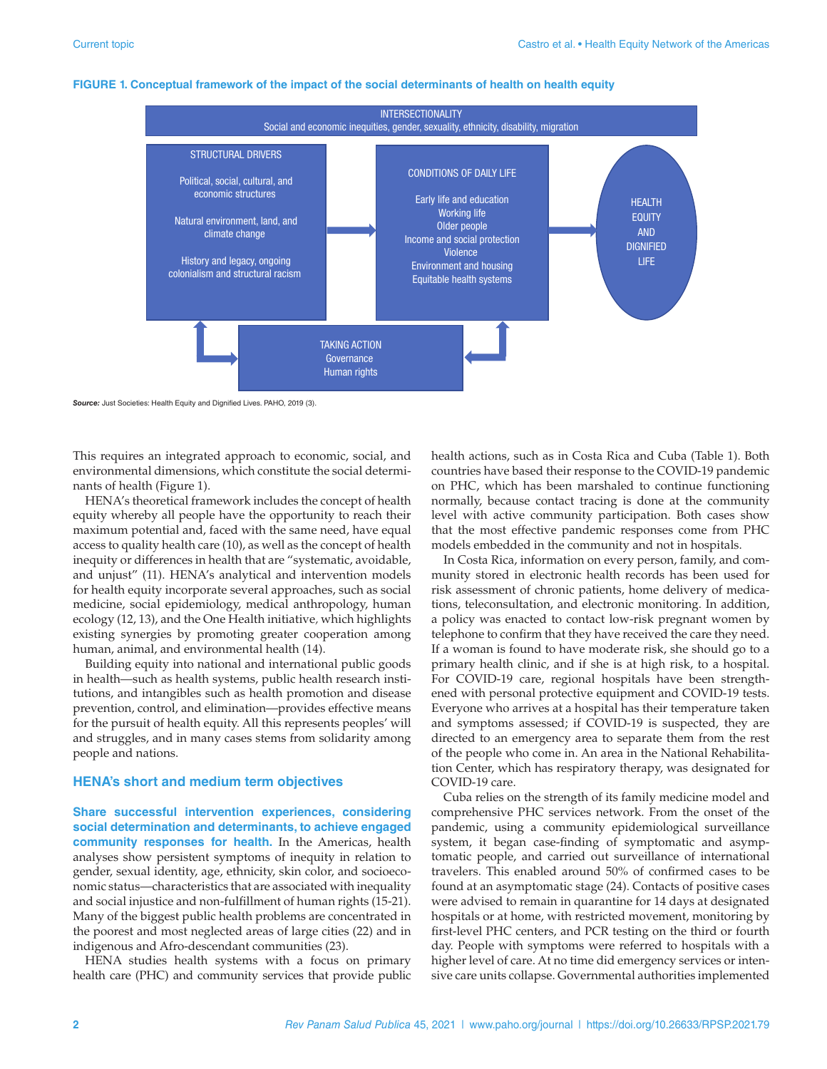**FIGURE 1. Conceptual framework of the impact of the social determinants of health on health equity**

INTERSECTIONALITY
Social and economic inequities, gender, sexuality, ethnicity, disability, migration

STRUCTURAL DRIVERS

Political, social, cultural, and economic structures

Natural environment, land, and climate change

History and legacy, ongoing colonialism and structural racism

CONDITIONS OF DAILY LIFE

Early life and education
Working life
Older people
Income and social protection
Violence
Environment and housing
Equitable health systems

HEALTH EQUITY AND DIGNIFIED LIFE

TAKING ACTION
Governance
Human rights

***Source:*** Just Societies: Health Equity and Dignified Lives. PAHO, 2019 (3).

This requires an integrated approach to economic, social, and environmental dimensions, which constitute the social determinants of health (Figure 1).

HENA's theoretical framework includes the concept of health equity whereby all people have the opportunity to reach their maximum potential and, faced with the same need, have equal access to quality health care (10), as well as the concept of health inequity or differences in health that are "systematic, avoidable, and unjust" (11). HENA's analytical and intervention models for health equity incorporate several approaches, such as social medicine, social epidemiology, medical anthropology, human ecology (12, 13), and the One Health initiative, which highlights existing synergies by promoting greater cooperation among human, animal, and environmental health (14).

Building equity into national and international public goods in health—such as health systems, public health research institutions, and intangibles such as health promotion and disease prevention, control, and elimination—provides effective means for the pursuit of health equity. All this represents peoples' will and struggles, and in many cases stems from solidarity among people and nations.

## HENA's short and medium term objectives

**Share successful intervention experiences, considering social determination and determinants, to achieve engaged community responses for health.** In the Americas, health analyses show persistent symptoms of inequity in relation to gender, sexual identity, age, ethnicity, skin color, and socioeconomic status—characteristics that are associated with inequality and social injustice and non-fulfillment of human rights (15-21). Many of the biggest public health problems are concentrated in the poorest and most neglected areas of large cities (22) and in indigenous and Afro-descendant communities (23).

HENA studies health systems with a focus on primary health care (PHC) and community services that provide public health actions, such as in Costa Rica and Cuba (Table 1). Both countries have based their response to the COVID-19 pandemic on PHC, which has been marshaled to continue functioning normally, because contact tracing is done at the community level with active community participation. Both cases show that the most effective pandemic responses come from PHC models embedded in the community and not in hospitals.

In Costa Rica, information on every person, family, and community stored in electronic health records has been used for risk assessment of chronic patients, home delivery of medications, teleconsultation, and electronic monitoring. In addition, a policy was enacted to contact low-risk pregnant women by telephone to confirm that they have received the care they need. If a woman is found to have moderate risk, she should go to a primary health clinic, and if she is at high risk, to a hospital. For COVID-19 care, regional hospitals have been strengthened with personal protective equipment and COVID-19 tests. Everyone who arrives at a hospital has their temperature taken and symptoms assessed; if COVID-19 is suspected, they are directed to an emergency area to separate them from the rest of the people who come in. An area in the National Rehabilitation Center, which has respiratory therapy, was designated for COVID-19 care.

Cuba relies on the strength of its family medicine model and comprehensive PHC services network. From the onset of the pandemic, using a community epidemiological surveillance system, it began case-finding of symptomatic and asymptomatic people, and carried out surveillance of international travelers. This enabled around 50% of confirmed cases to be found at an asymptomatic stage (24). Contacts of positive cases were advised to remain in quarantine for 14 days at designated hospitals or at home, with restricted movement, monitoring by first-level PHC centers, and PCR testing on the third or fourth day. People with symptoms were referred to hospitals with a higher level of care. At no time did emergency services or intensive care units collapse. Governmental authorities implemented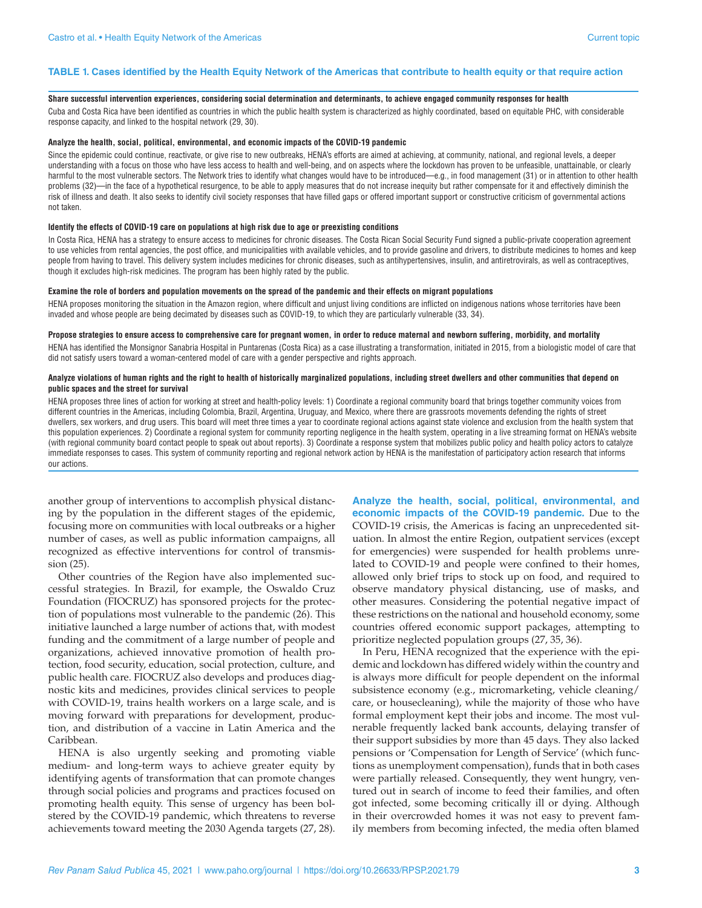**TABLE 1. Cases identified by the Health Equity Network of the Americas that contribute to health equity or that require action**

**Share successful intervention experiences, considering social determination and determinants, to achieve engaged community responses for health**

Cuba and Costa Rica have been identified as countries in which the public health system is characterized as highly coordinated, based on equitable PHC, with considerable response capacity, and linked to the hospital network (29, 30).

**Analyze the health, social, political, environmental, and economic impacts of the COVID-19 pandemic**

Since the epidemic could continue, reactivate, or give rise to new outbreaks, HENA's efforts are aimed at achieving, at community, national, and regional levels, a deeper understanding with a focus on those who have less access to health and well-being, and on aspects where the lockdown has proven to be unfeasible, unattainable, or clearly harmful to the most vulnerable sectors. The Network tries to identify what changes would have to be introduced—e.g., in food management (31) or in attention to other health problems (32)—in the face of a hypothetical resurgence, to be able to apply measures that do not increase inequity but rather compensate for it and effectively diminish the risk of illness and death. It also seeks to identify civil society responses that have filled gaps or offered important support or constructive criticism of governmental actions not taken.

**Identify the effects of COVID-19 care on populations at high risk due to age or preexisting conditions**

In Costa Rica, HENA has a strategy to ensure access to medicines for chronic diseases. The Costa Rican Social Security Fund signed a public-private cooperation agreement to use vehicles from rental agencies, the post office, and municipalities with available vehicles, and to provide gasoline and drivers, to distribute medicines to homes and keep people from having to travel. This delivery system includes medicines for chronic diseases, such as antihypertensives, insulin, and antiretrovirals, as well as contraceptives, though it excludes high-risk medicines. The program has been highly rated by the public.

**Examine the role of borders and population movements on the spread of the pandemic and their effects on migrant populations**

HENA proposes monitoring the situation in the Amazon region, where difficult and unjust living conditions are inflicted on indigenous nations whose territories have been invaded and whose people are being decimated by diseases such as COVID-19, to which they are particularly vulnerable (33, 34).

**Propose strategies to ensure access to comprehensive care for pregnant women, in order to reduce maternal and newborn suffering, morbidity, and mortality**

HENA has identified the Monsignor Sanabria Hospital in Puntarenas (Costa Rica) as a case illustrating a transformation, initiated in 2015, from a biologistic model of care that did not satisfy users toward a woman-centered model of care with a gender perspective and rights approach.

**Analyze violations of human rights and the right to health of historically marginalized populations, including street dwellers and other communities that depend on public spaces and the street for survival**

HENA proposes three lines of action for working at street and health-policy levels: 1) Coordinate a regional community board that brings together community voices from different countries in the Americas, including Colombia, Brazil, Argentina, Uruguay, and Mexico, where there are grassroots movements defending the rights of street dwellers, sex workers, and drug users. This board will meet three times a year to coordinate regional actions against state violence and exclusion from the health system that this population experiences. 2) Coordinate a regional system for community reporting negligence in the health system, operating in a live streaming format on HENA's website (with regional community board contact people to speak out about reports). 3) Coordinate a response system that mobilizes public policy and health policy actors to catalyze immediate responses to cases. This system of community reporting and regional network action by HENA is the manifestation of participatory action research that informs our actions.

another group of interventions to accomplish physical distancing by the population in the different stages of the epidemic, focusing more on communities with local outbreaks or a higher number of cases, as well as public information campaigns, all recognized as effective interventions for control of transmission (25).

Other countries of the Region have also implemented successful strategies. In Brazil, for example, the Oswaldo Cruz Foundation (FIOCRUZ) has sponsored projects for the protection of populations most vulnerable to the pandemic (26). This initiative launched a large number of actions that, with modest funding and the commitment of a large number of people and organizations, achieved innovative promotion of health protection, food security, education, social protection, culture, and public health care. FIOCRUZ also develops and produces diagnostic kits and medicines, provides clinical services to people with COVID-19, trains health workers on a large scale, and is moving forward with preparations for development, production, and distribution of a vaccine in Latin America and the Caribbean.

HENA is also urgently seeking and promoting viable medium- and long-term ways to achieve greater equity by identifying agents of transformation that can promote changes through social policies and programs and practices focused on promoting health equity. This sense of urgency has been bolstered by the COVID-19 pandemic, which threatens to reverse achievements toward meeting the 2030 Agenda targets (27, 28).

**Analyze the health, social, political, environmental, and economic impacts of the COVID-19 pandemic.** Due to the COVID-19 crisis, the Americas is facing an unprecedented situation. In almost the entire Region, outpatient services (except for emergencies) were suspended for health problems unrelated to COVID-19 and people were confined to their homes, allowed only brief trips to stock up on food, and required to observe mandatory physical distancing, use of masks, and other measures. Considering the potential negative impact of these restrictions on the national and household economy, some countries offered economic support packages, attempting to prioritize neglected population groups (27, 35, 36).

In Peru, HENA recognized that the experience with the epidemic and lockdown has differed widely within the country and is always more difficult for people dependent on the informal subsistence economy (e.g., micromarketing, vehicle cleaning/care, or housecleaning), while the majority of those who have formal employment kept their jobs and income. The most vulnerable frequently lacked bank accounts, delaying transfer of their support subsidies by more than 45 days. They also lacked pensions or 'Compensation for Length of Service' (which functions as unemployment compensation), funds that in both cases were partially released. Consequently, they went hungry, ventured out in search of income to feed their families, and often got infected, some becoming critically ill or dying. Although in their overcrowded homes it was not easy to prevent family members from becoming infected, the media often blamed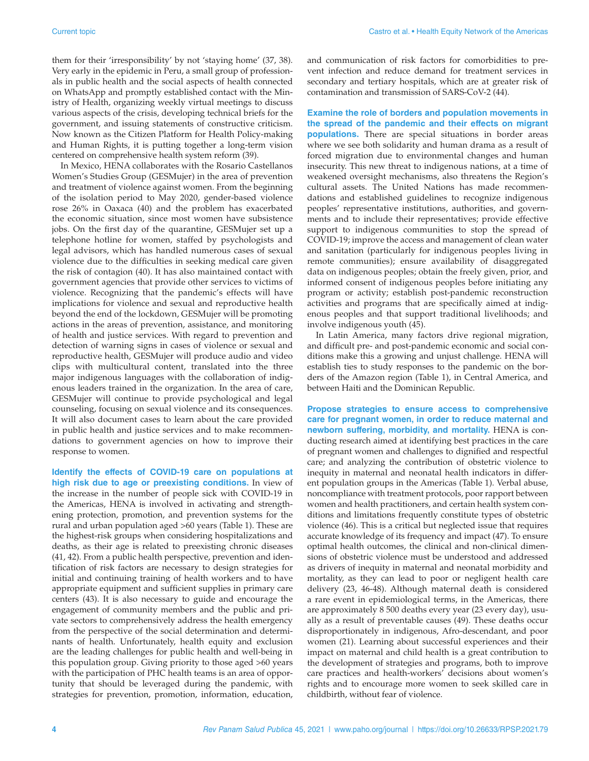them for their 'irresponsibility' by not 'staying home' (37, 38). Very early in the epidemic in Peru, a small group of professionals in public health and the social aspects of health connected on WhatsApp and promptly established contact with the Ministry of Health, organizing weekly virtual meetings to discuss various aspects of the crisis, developing technical briefs for the government, and issuing statements of constructive criticism. Now known as the Citizen Platform for Health Policy-making and Human Rights, it is putting together a long-term vision centered on comprehensive health system reform (39).

In Mexico, HENA collaborates with the Rosario Castellanos Women's Studies Group (GESMujer) in the area of prevention and treatment of violence against women. From the beginning of the isolation period to May 2020, gender-based violence rose 26% in Oaxaca (40) and the problem has exacerbated the economic situation, since most women have subsistence jobs. On the first day of the quarantine, GESMujer set up a telephone hotline for women, staffed by psychologists and legal advisors, which has handled numerous cases of sexual violence due to the difficulties in seeking medical care given the risk of contagion (40). It has also maintained contact with government agencies that provide other services to victims of violence. Recognizing that the pandemic's effects will have implications for violence and sexual and reproductive health beyond the end of the lockdown, GESMujer will be promoting actions in the areas of prevention, assistance, and monitoring of health and justice services. With regard to prevention and detection of warning signs in cases of violence or sexual and reproductive health, GESMujer will produce audio and video clips with multicultural content, translated into the three major indigenous languages with the collaboration of indigenous leaders trained in the organization. In the area of care, GESMujer will continue to provide psychological and legal counseling, focusing on sexual violence and its consequences. It will also document cases to learn about the care provided in public health and justice services and to make recommendations to government agencies on how to improve their response to women.

**Identify the effects of COVID-19 care on populations at high risk due to age or preexisting conditions.** In view of the increase in the number of people sick with COVID-19 in the Americas, HENA is involved in activating and strengthening protection, promotion, and prevention systems for the rural and urban population aged >60 years (Table 1). These are the highest-risk groups when considering hospitalizations and deaths, as their age is related to preexisting chronic diseases (41, 42). From a public health perspective, prevention and identification of risk factors are necessary to design strategies for initial and continuing training of health workers and to have appropriate equipment and sufficient supplies in primary care centers (43). It is also necessary to guide and encourage the engagement of community members and the public and private sectors to comprehensively address the health emergency from the perspective of the social determination and determinants of health. Unfortunately, health equity and exclusion are the leading challenges for public health and well-being in this population group. Giving priority to those aged >60 years with the participation of PHC health teams is an area of opportunity that should be leveraged during the pandemic, with strategies for prevention, promotion, information, education, and communication of risk factors for comorbidities to prevent infection and reduce demand for treatment services in secondary and tertiary hospitals, which are at greater risk of contamination and transmission of SARS-CoV-2 (44).

**Examine the role of borders and population movements in the spread of the pandemic and their effects on migrant populations.** There are special situations in border areas where we see both solidarity and human drama as a result of forced migration due to environmental changes and human insecurity. This new threat to indigenous nations, at a time of weakened oversight mechanisms, also threatens the Region's cultural assets. The United Nations has made recommendations and established guidelines to recognize indigenous peoples' representative institutions, authorities, and governments and to include their representatives; provide effective support to indigenous communities to stop the spread of COVID-19; improve the access and management of clean water and sanitation (particularly for indigenous peoples living in remote communities); ensure availability of disaggregated data on indigenous peoples; obtain the freely given, prior, and informed consent of indigenous peoples before initiating any program or activity; establish post-pandemic reconstruction activities and programs that are specifically aimed at indigenous peoples and that support traditional livelihoods; and involve indigenous youth (45).

In Latin America, many factors drive regional migration, and difficult pre- and post-pandemic economic and social conditions make this a growing and unjust challenge. HENA will establish ties to study responses to the pandemic on the borders of the Amazon region (Table 1), in Central America, and between Haiti and the Dominican Republic.

**Propose strategies to ensure access to comprehensive care for pregnant women, in order to reduce maternal and newborn suffering, morbidity, and mortality.** HENA is conducting research aimed at identifying best practices in the care of pregnant women and challenges to dignified and respectful care; and analyzing the contribution of obstetric violence to inequity in maternal and neonatal health indicators in different population groups in the Americas (Table 1). Verbal abuse, noncompliance with treatment protocols, poor rapport between women and health practitioners, and certain health system conditions and limitations frequently constitute types of obstetric violence (46). This is a critical but neglected issue that requires accurate knowledge of its frequency and impact (47). To ensure optimal health outcomes, the clinical and non-clinical dimensions of obstetric violence must be understood and addressed as drivers of inequity in maternal and neonatal morbidity and mortality, as they can lead to poor or negligent health care delivery (23, 46-48). Although maternal death is considered a rare event in epidemiological terms, in the Americas, there are approximately 8 500 deaths every year (23 every day), usually as a result of preventable causes (49). These deaths occur disproportionately in indigenous, Afro-descendant, and poor women (21). Learning about successful experiences and their impact on maternal and child health is a great contribution to the development of strategies and programs, both to improve care practices and health-workers' decisions about women's rights and to encourage more women to seek skilled care in childbirth, without fear of violence.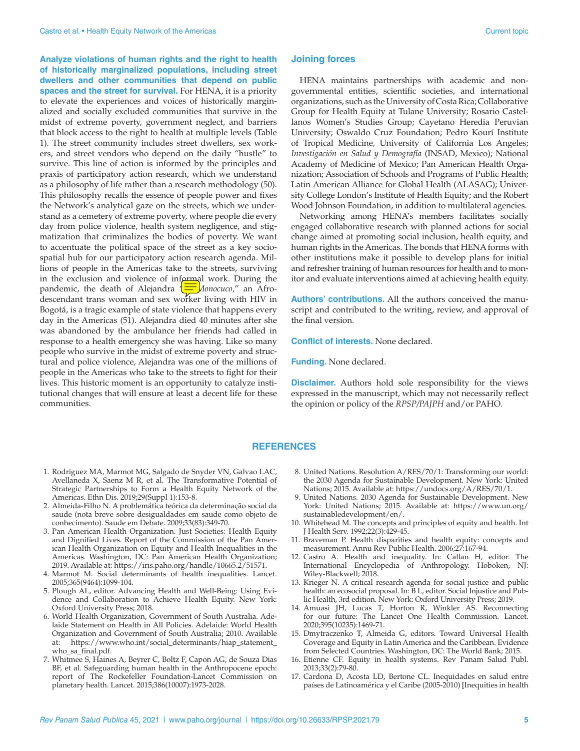**Analyze violations of human rights and the right to health of historically marginalized populations, including street dwellers and other communities that depend on public spaces and the street for survival.** For HENA, it is a priority to elevate the experiences and voices of historically marginalized and socially excluded communities that survive in the midst of extreme poverty, government neglect, and barriers that block access to the right to health at multiple levels (Table 1). The street community includes street dwellers, sex workers, and street vendors who depend on the daily "hustle" to survive. This line of action is informed by the principles and praxis of participatory action research, which we understand as a philosophy of life rather than a research methodology (50). This philosophy recalls the essence of people power and fixes the Network's analytical gaze on the streets, which we understand as a cemetery of extreme poverty, where people die every day from police violence, health system negligence, and stigmatization that criminalizes the bodies of poverty. We want to accentuate the political space of the street as a key sociospatial hub for our participatory action research agenda. Millions of people in the Americas take to the streets, surviving in the exclusion and violence of informal work. During the pandemic, the death of Alejandra "*Monocuco*," an Afro-descendant trans woman and sex worker living with HIV in Bogotá, is a tragic example of state violence that happens every day in the Americas (51). Alejandra died 40 minutes after she was abandoned by the ambulance her friends had called in response to a health emergency she was having. Like so many people who survive in the midst of extreme poverty and structural and police violence, Alejandra was one of the millions of people in the Americas who take to the streets to fight for their lives. This historic moment is an opportunity to catalyze institutional changes that will ensure at least a decent life for these communities.

## Joining forces

HENA maintains partnerships with academic and non-governmental entities, scientific societies, and international organizations, such as the University of Costa Rica; Collaborative Group for Health Equity at Tulane University; Rosario Castellanos Women's Studies Group; Cayetano Heredia Peruvian University; Oswaldo Cruz Foundation; Pedro Kourí Institute of Tropical Medicine, University of California Los Angeles; *Investigación en Salud y Demografía* (INSAD, Mexico); National Academy of Medicine of Mexico; Pan American Health Organization; Association of Schools and Programs of Public Health; Latin American Alliance for Global Health (ALASAG); University College London's Institute of Health Equity; and the Robert Wood Johnson Foundation, in addition to multilateral agencies.

Networking among HENA's members facilitates socially engaged collaborative research with planned actions for social change aimed at promoting social inclusion, health equity, and human rights in the Americas. The bonds that HENA forms with other institutions make it possible to develop plans for initial and refresher training of human resources for health and to monitor and evaluate interventions aimed at achieving health equity.

**Authors' contributions.** All the authors conceived the manuscript and contributed to the writing, review, and approval of the final version.

**Conflict of interests.** None declared.

**Funding.** None declared.

**Disclaimer.** Authors hold sole responsibility for the views expressed in the manuscript, which may not necessarily reflect the opinion or policy of the *RPSP/PAJPH* and/or PAHO.

## REFERENCES

1. Rodriguez MA, Marmot MG, Salgado de Snyder VN, Galvao LAC, Avellaneda X, Saenz M R, et al. The Transformative Potential of Strategic Partnerships to Form a Health Equity Network of the Americas. Ethn Dis. 2019;29(Suppl 1):153-8.
2. Almeida-Filho N. A problemática teórica da determinação social da saude (nota breve sobre desigualdades em saude como objeto de conhecimento). Saude em Debate. 2009;33(83):349-70.
3. Pan American Health Organization. Just Societies: Health Equity and Dignified Lives. Report of the Commission of the Pan American Health Organization on Equity and Health Inequalities in the Americas. Washington, DC: Pan American Health Organization; 2019. Available at: https://iris.paho.org/handle/10665.2/51571.
4. Marmot M. Social determinants of health inequalities. Lancet. 2005;365(9464):1099-104.
5. Plough AL, editor. Advancing Health and Well-Being: Using Evidence and Collaboration to Achieve Health Equity. New York: Oxford University Press; 2018.
6. World Health Organization, Government of South Australia. Adelaide Statement on Health in All Policies. Adelaide: World Health Organization and Government of South Australia; 2010. Available at: https://www.who.int/social_determinants/hiap_statement_who_sa_final.pdf.
7. Whitmee S, Haines A, Beyrer C, Boltz F, Capon AG, de Souza Dias BF, et al. Safeguarding human health in the Anthropocene epoch: report of The Rockefeller Foundation-Lancet Commission on planetary health. Lancet. 2015;386(10007):1973-2028.
8. United Nations. Resolution A/RES/70/1: Transforming our world: the 2030 Agenda for Sustainable Development. New York: United Nations; 2015. Available at: https://undocs.org/A/RES/70/1.
9. United Nations. 2030 Agenda for Sustainable Development. New York: United Nations; 2015. Available at: https://www.un.org/sustainabledevelopment/en/.
10. Whitehead M. The concepts and principles of equity and health. Int J Health Serv. 1992;22(3):429-45.
11. Braveman P. Health disparities and health equity: concepts and measurement. Annu Rev Public Health. 2006;27:167-94.
12. Castro A. Health and inequality. In: Callan H, editor. The International Encyclopedia of Anthropology. Hoboken, NJ: Wiley-Blackwell; 2018.
13. Krieger N. A critical research agenda for social justice and public health: an ecosocial proposal. In: B L, editor. Social Injustice and Public Health, 3rd edition. New York: Oxford University Press; 2019.
14. Amuasi JH, Lucas T, Horton R, Winkler AS. Reconnecting for our future: The Lancet One Health Commission. Lancet. 2020;395(10235):1469-71.
15. Dmytraczenko T, Almeida G, editors. Toward Universal Health Coverage and Equity in Latin America and the Caribbean. Evidence from Selected Countries. Washington, DC: The World Bank; 2015.
16. Etienne CF. Equity in health systems. Rev Panam Salud Publ. 2013;33(2):79-80.
17. Cardona D, Acosta LD, Bertone CL. Inequidades en salud entre países de Latinoamérica y el Caribe (2005-2010) [Inequities in health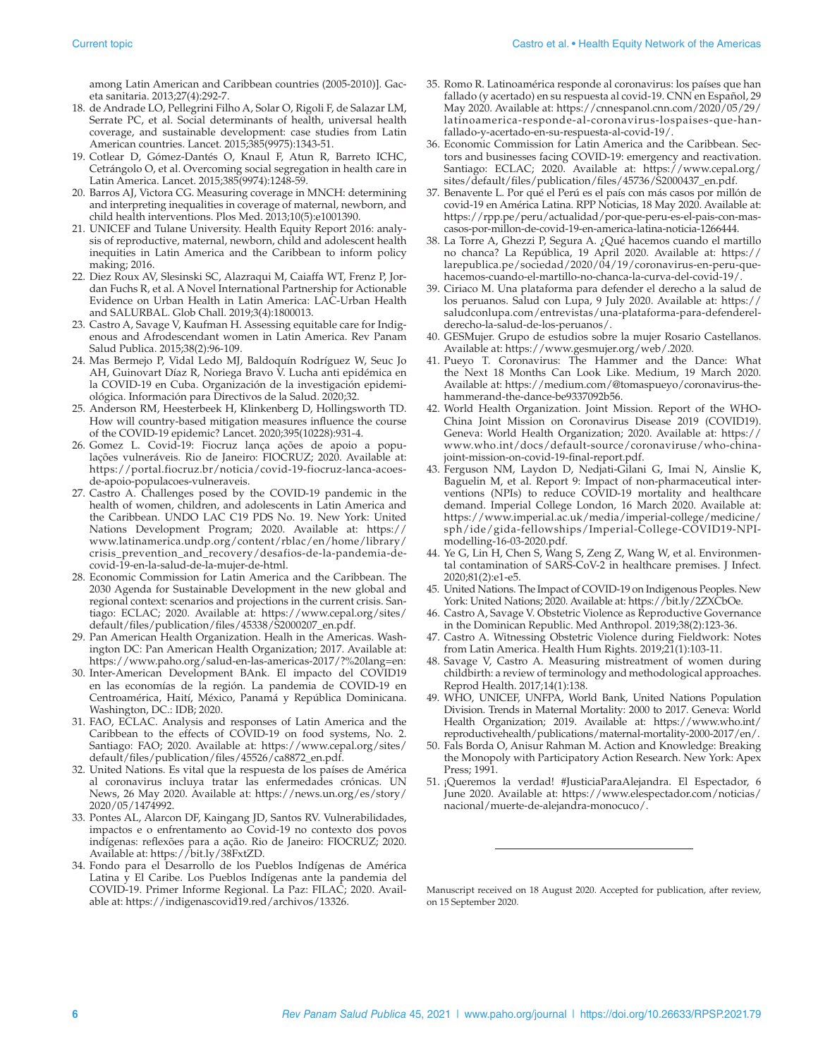among Latin American and Caribbean countries (2005-2010)]. Gaceta sanitaria. 2013;27(4):292-7.

18. de Andrade LO, Pellegrini Filho A, Solar O, Rigoli F, de Salazar LM, Serrate PC, et al. Social determinants of health, universal health coverage, and sustainable development: case studies from Latin American countries. Lancet. 2015;385(9975):1343-51.
19. Cotlear D, Gómez-Dantés O, Knaul F, Atun R, Barreto ICHC, Cetrángolo O, et al. Overcoming social segregation in health care in Latin America. Lancet. 2015;385(9974):1248-59.
20. Barros AJ, Victora CG. Measuring coverage in MNCH: determining and interpreting inequalities in coverage of maternal, newborn, and child health interventions. Plos Med. 2013;10(5):e1001390.
21. UNICEF and Tulane University. Health Equity Report 2016: analysis of reproductive, maternal, newborn, child and adolescent health inequities in Latin America and the Caribbean to inform policy making; 2016.
22. Diez Roux AV, Slesinski SC, Alazraqui M, Caiaffa WT, Frenz P, Jordan Fuchs R, et al. A Novel International Partnership for Actionable Evidence on Urban Health in Latin America: LAC-Urban Health and SALURBAL. Glob Chall. 2019;3(4):1800013.
23. Castro A, Savage V, Kaufman H. Assessing equitable care for Indigenous and Afrodescendant women in Latin America. Rev Panam Salud Publica. 2015;38(2):96-109.
24. Mas Bermejo P, Vidal Ledo MJ, Baldoquín Rodríguez W, Seuc Jo AH, Guinovart Díaz R, Noriega Bravo V. Lucha anti epidémica en la COVID-19 en Cuba. Organización de la investigación epidemiológica. Información para Directivos de la Salud. 2020;32.
25. Anderson RM, Heesterbeek H, Klinkenberg D, Hollingsworth TD. How will country-based mitigation measures influence the course of the COVID-19 epidemic? Lancet. 2020;395(10228):931-4.
26. Gomez L. Covid-19: Fiocruz lança ações de apoio a populações vulneráveis. Rio de Janeiro: FIOCRUZ; 2020. Available at: https://portal.fiocruz.br/noticia/covid-19-fiocruz-lanca-acoes-de-apoio-populacoes-vulneraveis.
27. Castro A. Challenges posed by the COVID-19 pandemic in the health of women, children, and adolescents in Latin America and the Caribbean. UNDO LAC C19 PDS No. 19. New York: United Nations Development Program; 2020. Available at: https://www.latinamerica.undp.org/content/rblac/en/home/library/crisis_prevention_and_recovery/desafios-de-la-pandemia-de-covid-19-en-la-salud-de-la-mujer-de-html.
28. Economic Commission for Latin America and the Caribbean. The 2030 Agenda for Sustainable Development in the new global and regional context: scenarios and projections in the current crisis. Santiago: ECLAC; 2020. Available at: https://www.cepal.org/sites/default/files/publication/files/45338/S2000207_en.pdf.
29. Pan American Health Organization. Healh in the Americas. Washington DC: Pan American Health Organization; 2017. Available at: https://www.paho.org/salud-en-las-americas-2017/?%20lang=en:
30. Inter-American Development BAnk. El impacto del COVID19 en las economías de la región. La pandemia de COVID-19 en Centroamérica, Haití, México, Panamá y República Dominicana. Washington, DC.: IDB; 2020.
31. FAO, ECLAC. Analysis and responses of Latin America and the Caribbean to the effects of COVID-19 on food systems, No. 2. Santiago: FAO; 2020. Available at: https://www.cepal.org/sites/default/files/publication/files/45526/ca8872_en.pdf.
32. United Nations. Es vital que la respuesta de los países de América al coronavirus incluya tratar las enfermedades crónicas. UN News, 26 May 2020. Available at: https://news.un.org/es/story/2020/05/1474992.
33. Pontes AL, Alarcon DF, Kaingang JD, Santos RV. Vulnerabilidades, impactos e o enfrentamento ao Covid-19 no contexto dos povos indígenas: reflexões para a ação. Rio de Janeiro: FIOCRUZ; 2020. Available at: https://bit.ly/38FxtZD.
34. Fondo para el Desarrollo de los Pueblos Indígenas de América Latina y El Caribe. Los Pueblos Indígenas ante la pandemia del COVID-19. Primer Informe Regional. La Paz: FILAC; 2020. Available at: https://indigenascovid19.red/archivos/13326.
35. Romo R. Latinoamérica responde al coronavirus: los países que han fallado (y acertado) en su respuesta al covid-19. CNN en Español, 29 May 2020. Available at: https://cnnespanol.cnn.com/2020/05/29/latinoamerica-responde-al-coronavirus-lospaises-que-han-fallado-y-acertado-en-su-respuesta-al-covid-19/.
36. Economic Commission for Latin America and the Caribbean. Sectors and businesses facing COVID-19: emergency and reactivation. Santiago: ECLAC; 2020. Available at: https://www.cepal.org/sites/default/files/publication/files/45736/S2000437_en.pdf.
37. Benavente L. Por qué el Perú es el país con más casos por millón de covid-19 en América Latina. RPP Noticias, 18 May 2020. Available at: https://rpp.pe/peru/actualidad/por-que-peru-es-el-pais-con-mas-casos-por-millon-de-covid-19-en-america-latina-noticia-1266444.
38. La Torre A, Ghezzi P, Segura A. ¿Qué hacemos cuando el martillo no chanca? La República, 19 April 2020. Available at: https://larepublica.pe/sociedad/2020/04/19/coronavirus-en-peru-que-hacemos-cuando-el-martillo-no-chanca-la-curva-del-covid-19/.
39. Ciriaco M. Una plataforma para defender el derecho a la salud de los peruanos. Salud con Lupa, 9 July 2020. Available at: https://saludconlupa.com/entrevistas/una-plataforma-para-defenderel-derecho-la-salud-de-los-peruanos/.
40. GESMujer. Grupo de estudios sobre la mujer Rosario Castellanos. Available at: https://www.gesmujer.org/web/.2020.
41. Pueyo T. Coronavirus: The Hammer and the Dance: What the Next 18 Months Can Look Like. Medium, 19 March 2020. Available at: https://medium.com/@tomaspueyo/coronavirus-the-hammerand-the-dance-be9337092b56.
42. World Health Organization. Joint Mission. Report of the WHO-China Joint Mission on Coronavirus Disease 2019 (COVID19). Geneva: World Health Organization; 2020. Available at: https://www.who.int/docs/default-source/coronaviruse/who-china-joint-mission-on-covid-19-final-report.pdf.
43. Ferguson NM, Laydon D, Nedjati-Gilani G, Imai N, Ainslie K, Baguelin M, et al. Report 9: Impact of non-pharmaceutical interventions (NPIs) to reduce COVID-19 mortality and healthcare demand. Imperial College London, 16 March 2020. Available at: https://www.imperial.ac.uk/media/imperial-college/medicine/sph/ide/gida-fellowships/Imperial-College-COVID19-NPI-modelling-16-03-2020.pdf.
44. Ye G, Lin H, Chen S, Wang S, Zeng Z, Wang W, et al. Environmental contamination of SARS-CoV-2 in healthcare premises. J Infect. 2020;81(2):e1-e5.
45. United Nations. The Impact of COVID-19 on Indigenous Peoples. New York: United Nations; 2020. Available at: https://bit.ly/2ZXCbOe.
46. Castro A, Savage V. Obstetric Violence as Reproductive Governance in the Dominican Republic. Med Anthropol. 2019;38(2):123-36.
47. Castro A. Witnessing Obstetric Violence during Fieldwork: Notes from Latin America. Health Hum Rights. 2019;21(1):103-11.
48. Savage V, Castro A. Measuring mistreatment of women during childbirth: a review of terminology and methodological approaches. Reprod Health. 2017;14(1):138.
49. WHO, UNICEF, UNFPA, World Bank, United Nations Population Division. Trends in Maternal Mortality: 2000 to 2017. Geneva: World Health Organization; 2019. Available at: https://www.who.int/reproductivehealth/publications/maternal-mortality-2000-2017/en/.
50. Fals Borda O, Anisur Rahman M. Action and Knowledge: Breaking the Monopoly with Participatory Action Research. New York: Apex Press; 1991.
51. ¡Queremos la verdad! #JusticiaParaAlejandra. El Espectador, 6 June 2020. Available at: https://www.elespectador.com/noticias/nacional/muerte-de-alejandra-monocuco/.

---

Manuscript received on 18 August 2020. Accepted for publication, after review, on 15 September 2020.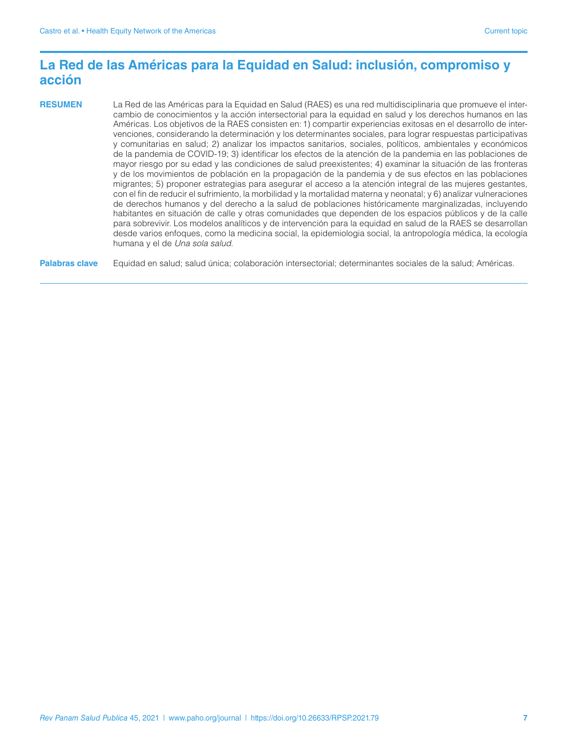# La Red de las Américas para la Equidad en Salud: inclusión, compromiso y acción

**RESUMEN**

La Red de las Américas para la Equidad en Salud (RAES) es una red multidisciplinaria que promueve el intercambio de conocimientos y la acción intersectorial para la equidad en salud y los derechos humanos en las Américas. Los objetivos de la RAES consisten en: 1) compartir experiencias exitosas en el desarrollo de intervenciones, considerando la determinación y los determinantes sociales, para lograr respuestas participativas y comunitarias en salud; 2) analizar los impactos sanitarios, sociales, políticos, ambientales y económicos de la pandemia de COVID-19; 3) identificar los efectos de la atención de la pandemia en las poblaciones de mayor riesgo por su edad y las condiciones de salud preexistentes; 4) examinar la situación de las fronteras y de los movimientos de población en la propagación de la pandemia y de sus efectos en las poblaciones migrantes; 5) proponer estrategias para asegurar el acceso a la atención integral de las mujeres gestantes, con el fin de reducir el sufrimiento, la morbilidad y la mortalidad materna y neonatal; y 6) analizar vulneraciones de derechos humanos y del derecho a la salud de poblaciones históricamente marginalizadas, incluyendo habitantes en situación de calle y otras comunidades que dependen de los espacios públicos y de la calle para sobrevivir. Los modelos analíticos y de intervención para la equidad en salud de la RAES se desarrollan desde varios enfoques, como la medicina social, la epidemiologia social, la antropología médica, la ecología humana y el de *Una sola salud*.

**Palabras clave** Equidad en salud; salud única; colaboración intersectorial; determinantes sociales de la salud; Américas.